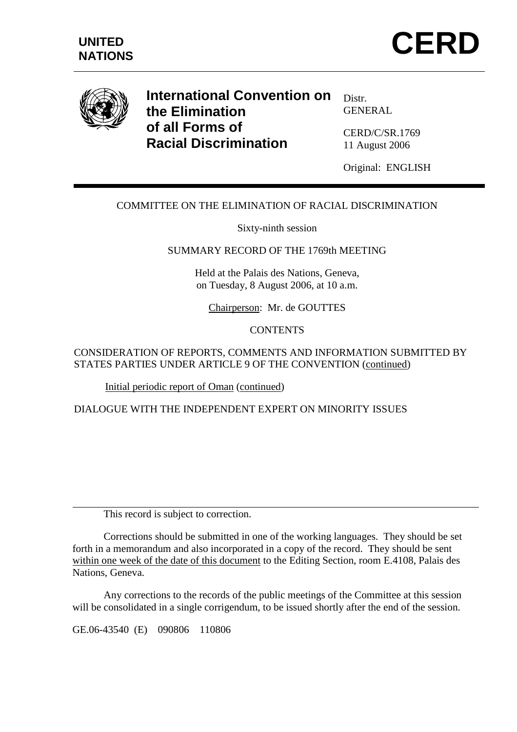**UNITED NATIONS**

# CERD

## International Convention on the Elimination of all Forms of Racial Discrimination

Distr.
GENERAL

CERD/C/SR.1769
11 August 2006

Original: ENGLISH

COMMITTEE ON THE ELIMINATION OF RACIAL DISCRIMINATION

Sixty-ninth session

SUMMARY RECORD OF THE 1769th MEETING

Held at the Palais des Nations, Geneva,
on Tuesday, 8 August 2006, at 10 a.m.

Chairperson: Mr. de GOUTTES

CONTENTS

CONSIDERATION OF REPORTS, COMMENTS AND INFORMATION SUBMITTED BY STATES PARTIES UNDER ARTICLE 9 OF THE CONVENTION (continued)

Initial periodic report of Oman (continued)

DIALOGUE WITH THE INDEPENDENT EXPERT ON MINORITY ISSUES

---

This record is subject to correction.

Corrections should be submitted in one of the working languages. They should be set forth in a memorandum and also incorporated in a copy of the record. They should be sent within one week of the date of this document to the Editing Section, room E.4108, Palais des Nations, Geneva.

Any corrections to the records of the public meetings of the Committee at this session will be consolidated in a single corrigendum, to be issued shortly after the end of the session.

GE.06-43540 (E) 090806 110806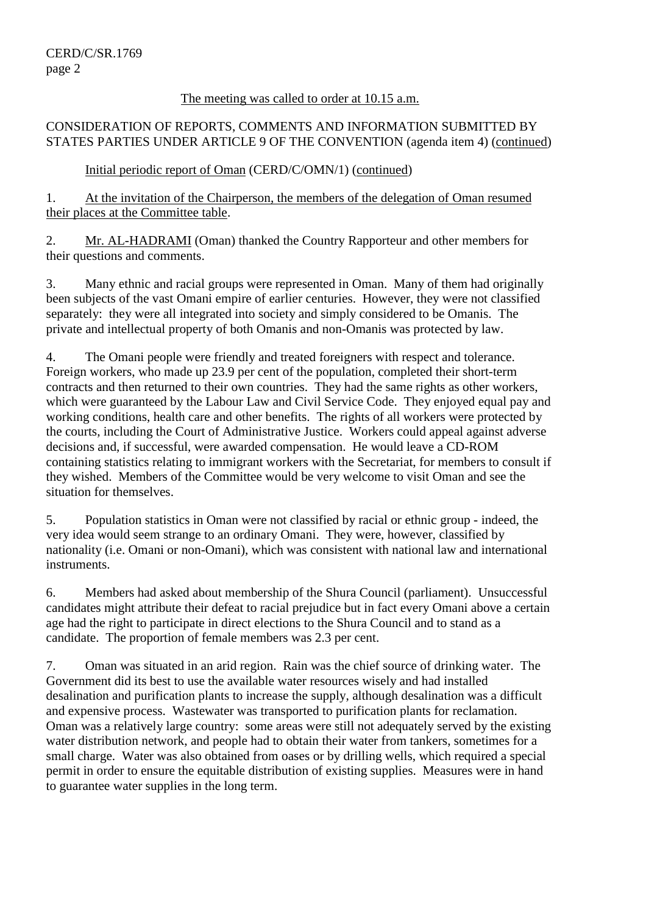The meeting was called to order at 10.15 a.m.

CONSIDERATION OF REPORTS, COMMENTS AND INFORMATION SUBMITTED BY STATES PARTIES UNDER ARTICLE 9 OF THE CONVENTION (agenda item 4) (continued)

Initial periodic report of Oman (CERD/C/OMN/1) (continued)

1. At the invitation of the Chairperson, the members of the delegation of Oman resumed their places at the Committee table.

2. Mr. AL-HADRAMI (Oman) thanked the Country Rapporteur and other members for their questions and comments.

3. Many ethnic and racial groups were represented in Oman. Many of them had originally been subjects of the vast Omani empire of earlier centuries. However, they were not classified separately: they were all integrated into society and simply considered to be Omanis. The private and intellectual property of both Omanis and non-Omanis was protected by law.

4. The Omani people were friendly and treated foreigners with respect and tolerance. Foreign workers, who made up 23.9 per cent of the population, completed their short-term contracts and then returned to their own countries. They had the same rights as other workers, which were guaranteed by the Labour Law and Civil Service Code. They enjoyed equal pay and working conditions, health care and other benefits. The rights of all workers were protected by the courts, including the Court of Administrative Justice. Workers could appeal against adverse decisions and, if successful, were awarded compensation. He would leave a CD-ROM containing statistics relating to immigrant workers with the Secretariat, for members to consult if they wished. Members of the Committee would be very welcome to visit Oman and see the situation for themselves.

5. Population statistics in Oman were not classified by racial or ethnic group - indeed, the very idea would seem strange to an ordinary Omani. They were, however, classified by nationality (i.e. Omani or non-Omani), which was consistent with national law and international instruments.

6. Members had asked about membership of the Shura Council (parliament). Unsuccessful candidates might attribute their defeat to racial prejudice but in fact every Omani above a certain age had the right to participate in direct elections to the Shura Council and to stand as a candidate. The proportion of female members was 2.3 per cent.

7. Oman was situated in an arid region. Rain was the chief source of drinking water. The Government did its best to use the available water resources wisely and had installed desalination and purification plants to increase the supply, although desalination was a difficult and expensive process. Wastewater was transported to purification plants for reclamation. Oman was a relatively large country: some areas were still not adequately served by the existing water distribution network, and people had to obtain their water from tankers, sometimes for a small charge. Water was also obtained from oases or by drilling wells, which required a special permit in order to ensure the equitable distribution of existing supplies. Measures were in hand to guarantee water supplies in the long term.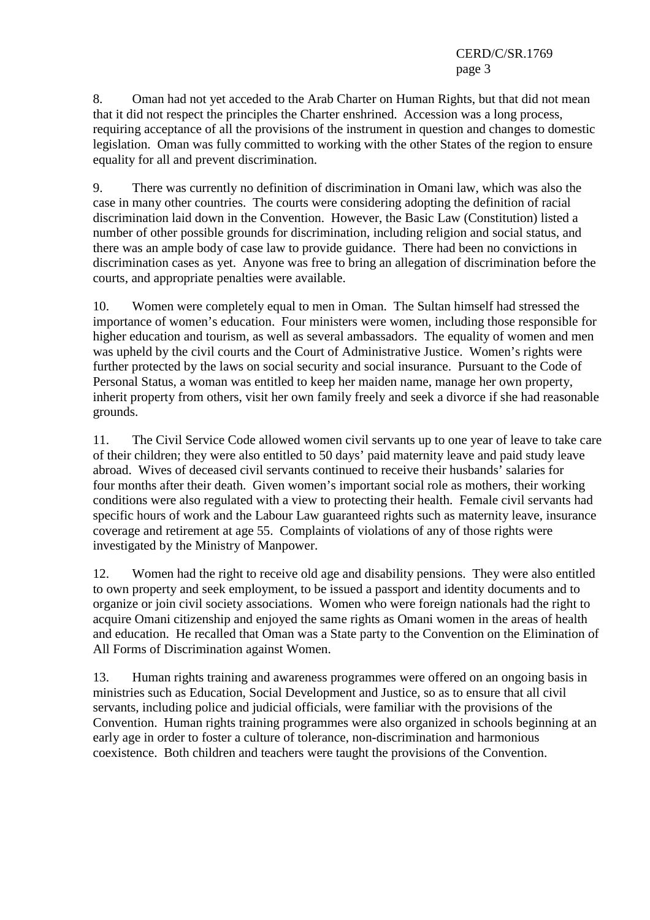8. Oman had not yet acceded to the Arab Charter on Human Rights, but that did not mean that it did not respect the principles the Charter enshrined. Accession was a long process, requiring acceptance of all the provisions of the instrument in question and changes to domestic legislation. Oman was fully committed to working with the other States of the region to ensure equality for all and prevent discrimination.

9. There was currently no definition of discrimination in Omani law, which was also the case in many other countries. The courts were considering adopting the definition of racial discrimination laid down in the Convention. However, the Basic Law (Constitution) listed a number of other possible grounds for discrimination, including religion and social status, and there was an ample body of case law to provide guidance. There had been no convictions in discrimination cases as yet. Anyone was free to bring an allegation of discrimination before the courts, and appropriate penalties were available.

10. Women were completely equal to men in Oman. The Sultan himself had stressed the importance of women's education. Four ministers were women, including those responsible for higher education and tourism, as well as several ambassadors. The equality of women and men was upheld by the civil courts and the Court of Administrative Justice. Women's rights were further protected by the laws on social security and social insurance. Pursuant to the Code of Personal Status, a woman was entitled to keep her maiden name, manage her own property, inherit property from others, visit her own family freely and seek a divorce if she had reasonable grounds.

11. The Civil Service Code allowed women civil servants up to one year of leave to take care of their children; they were also entitled to 50 days' paid maternity leave and paid study leave abroad. Wives of deceased civil servants continued to receive their husbands' salaries for four months after their death. Given women's important social role as mothers, their working conditions were also regulated with a view to protecting their health. Female civil servants had specific hours of work and the Labour Law guaranteed rights such as maternity leave, insurance coverage and retirement at age 55. Complaints of violations of any of those rights were investigated by the Ministry of Manpower.

12. Women had the right to receive old age and disability pensions. They were also entitled to own property and seek employment, to be issued a passport and identity documents and to organize or join civil society associations. Women who were foreign nationals had the right to acquire Omani citizenship and enjoyed the same rights as Omani women in the areas of health and education. He recalled that Oman was a State party to the Convention on the Elimination of All Forms of Discrimination against Women.

13. Human rights training and awareness programmes were offered on an ongoing basis in ministries such as Education, Social Development and Justice, so as to ensure that all civil servants, including police and judicial officials, were familiar with the provisions of the Convention. Human rights training programmes were also organized in schools beginning at an early age in order to foster a culture of tolerance, non-discrimination and harmonious coexistence. Both children and teachers were taught the provisions of the Convention.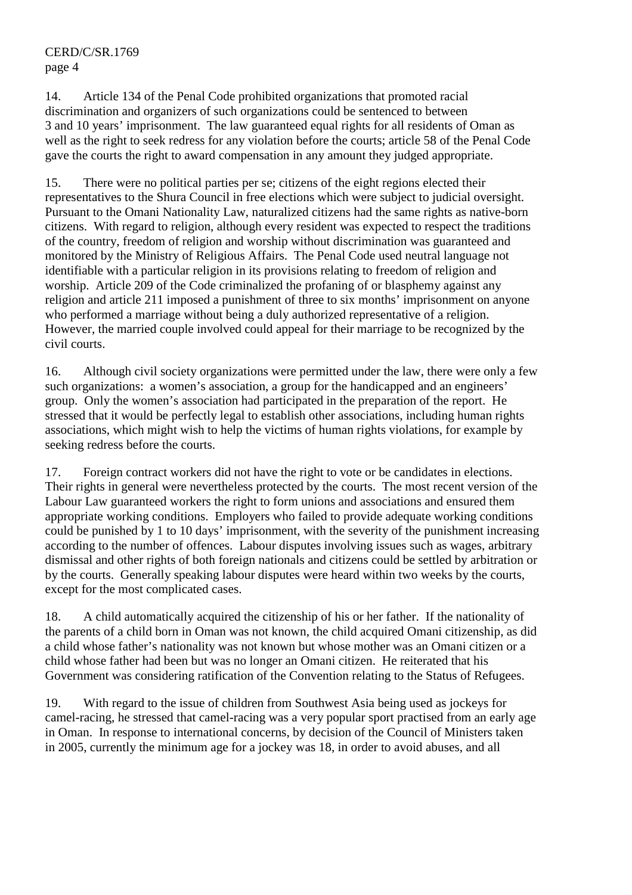14. Article 134 of the Penal Code prohibited organizations that promoted racial discrimination and organizers of such organizations could be sentenced to between 3 and 10 years' imprisonment. The law guaranteed equal rights for all residents of Oman as well as the right to seek redress for any violation before the courts; article 58 of the Penal Code gave the courts the right to award compensation in any amount they judged appropriate.

15. There were no political parties per se; citizens of the eight regions elected their representatives to the Shura Council in free elections which were subject to judicial oversight. Pursuant to the Omani Nationality Law, naturalized citizens had the same rights as native-born citizens. With regard to religion, although every resident was expected to respect the traditions of the country, freedom of religion and worship without discrimination was guaranteed and monitored by the Ministry of Religious Affairs. The Penal Code used neutral language not identifiable with a particular religion in its provisions relating to freedom of religion and worship. Article 209 of the Code criminalized the profaning of or blasphemy against any religion and article 211 imposed a punishment of three to six months' imprisonment on anyone who performed a marriage without being a duly authorized representative of a religion. However, the married couple involved could appeal for their marriage to be recognized by the civil courts.

16. Although civil society organizations were permitted under the law, there were only a few such organizations: a women's association, a group for the handicapped and an engineers' group. Only the women's association had participated in the preparation of the report. He stressed that it would be perfectly legal to establish other associations, including human rights associations, which might wish to help the victims of human rights violations, for example by seeking redress before the courts.

17. Foreign contract workers did not have the right to vote or be candidates in elections. Their rights in general were nevertheless protected by the courts. The most recent version of the Labour Law guaranteed workers the right to form unions and associations and ensured them appropriate working conditions. Employers who failed to provide adequate working conditions could be punished by 1 to 10 days' imprisonment, with the severity of the punishment increasing according to the number of offences. Labour disputes involving issues such as wages, arbitrary dismissal and other rights of both foreign nationals and citizens could be settled by arbitration or by the courts. Generally speaking labour disputes were heard within two weeks by the courts, except for the most complicated cases.

18. A child automatically acquired the citizenship of his or her father. If the nationality of the parents of a child born in Oman was not known, the child acquired Omani citizenship, as did a child whose father's nationality was not known but whose mother was an Omani citizen or a child whose father had been but was no longer an Omani citizen. He reiterated that his Government was considering ratification of the Convention relating to the Status of Refugees.

19. With regard to the issue of children from Southwest Asia being used as jockeys for camel-racing, he stressed that camel-racing was a very popular sport practised from an early age in Oman. In response to international concerns, by decision of the Council of Ministers taken in 2005, currently the minimum age for a jockey was 18, in order to avoid abuses, and all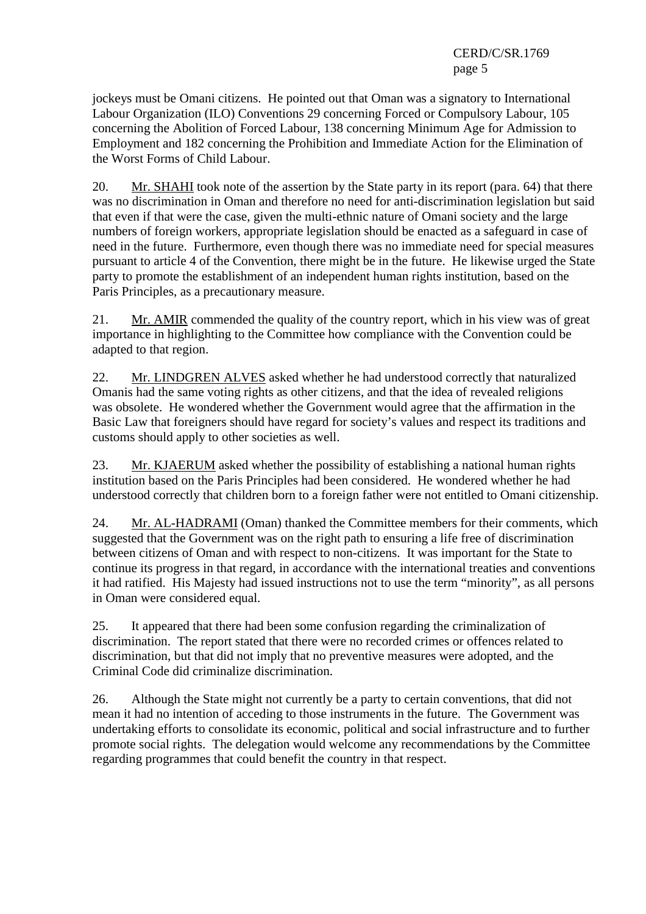jockeys must be Omani citizens. He pointed out that Oman was a signatory to International Labour Organization (ILO) Conventions 29 concerning Forced or Compulsory Labour, 105 concerning the Abolition of Forced Labour, 138 concerning Minimum Age for Admission to Employment and 182 concerning the Prohibition and Immediate Action for the Elimination of the Worst Forms of Child Labour.

20. Mr. SHAHI took note of the assertion by the State party in its report (para. 64) that there was no discrimination in Oman and therefore no need for anti-discrimination legislation but said that even if that were the case, given the multi-ethnic nature of Omani society and the large numbers of foreign workers, appropriate legislation should be enacted as a safeguard in case of need in the future. Furthermore, even though there was no immediate need for special measures pursuant to article 4 of the Convention, there might be in the future. He likewise urged the State party to promote the establishment of an independent human rights institution, based on the Paris Principles, as a precautionary measure.

21. Mr. AMIR commended the quality of the country report, which in his view was of great importance in highlighting to the Committee how compliance with the Convention could be adapted to that region.

22. Mr. LINDGREN ALVES asked whether he had understood correctly that naturalized Omanis had the same voting rights as other citizens, and that the idea of revealed religions was obsolete. He wondered whether the Government would agree that the affirmation in the Basic Law that foreigners should have regard for society's values and respect its traditions and customs should apply to other societies as well.

23. Mr. KJAERUM asked whether the possibility of establishing a national human rights institution based on the Paris Principles had been considered. He wondered whether he had understood correctly that children born to a foreign father were not entitled to Omani citizenship.

24. Mr. AL-HADRAMI (Oman) thanked the Committee members for their comments, which suggested that the Government was on the right path to ensuring a life free of discrimination between citizens of Oman and with respect to non-citizens. It was important for the State to continue its progress in that regard, in accordance with the international treaties and conventions it had ratified. His Majesty had issued instructions not to use the term "minority", as all persons in Oman were considered equal.

25. It appeared that there had been some confusion regarding the criminalization of discrimination. The report stated that there were no recorded crimes or offences related to discrimination, but that did not imply that no preventive measures were adopted, and the Criminal Code did criminalize discrimination.

26. Although the State might not currently be a party to certain conventions, that did not mean it had no intention of acceding to those instruments in the future. The Government was undertaking efforts to consolidate its economic, political and social infrastructure and to further promote social rights. The delegation would welcome any recommendations by the Committee regarding programmes that could benefit the country in that respect.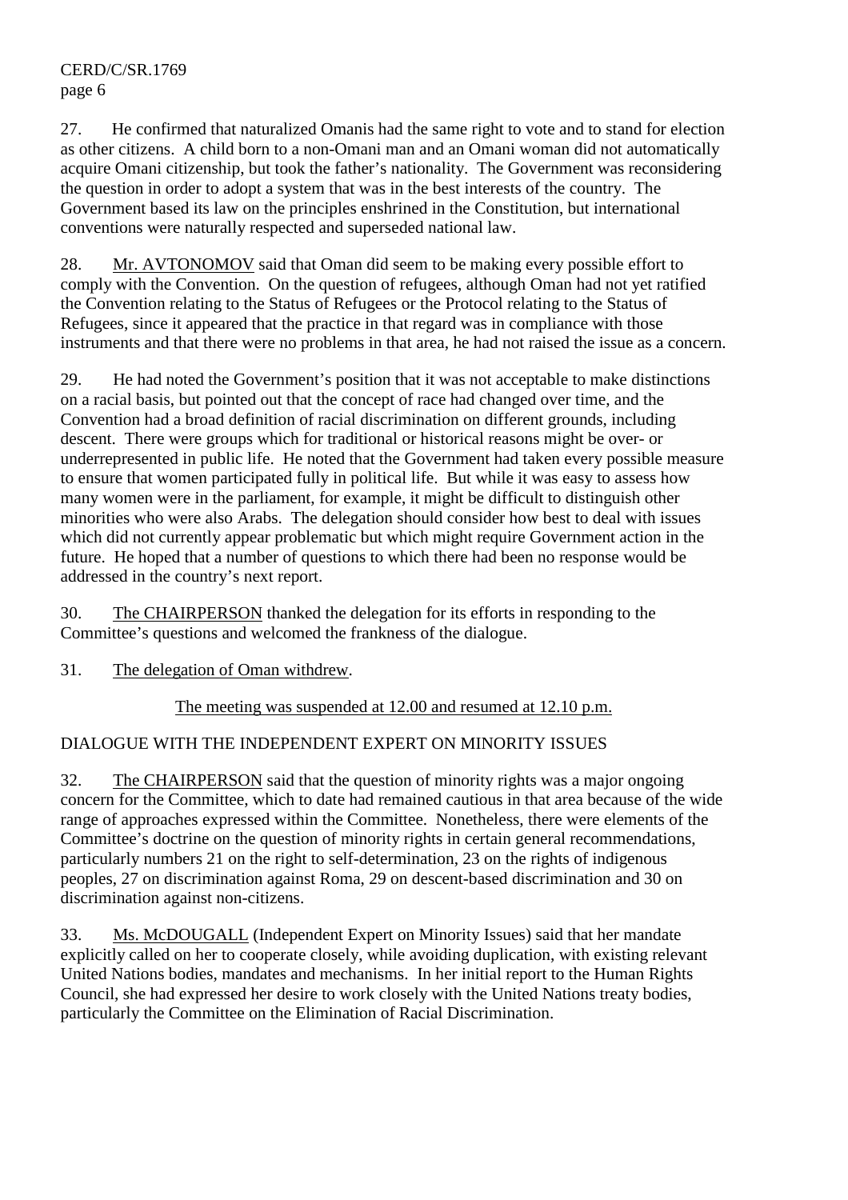27. He confirmed that naturalized Omanis had the same right to vote and to stand for election as other citizens. A child born to a non-Omani man and an Omani woman did not automatically acquire Omani citizenship, but took the father's nationality. The Government was reconsidering the question in order to adopt a system that was in the best interests of the country. The Government based its law on the principles enshrined in the Constitution, but international conventions were naturally respected and superseded national law.

28. Mr. AVTONOMOV said that Oman did seem to be making every possible effort to comply with the Convention. On the question of refugees, although Oman had not yet ratified the Convention relating to the Status of Refugees or the Protocol relating to the Status of Refugees, since it appeared that the practice in that regard was in compliance with those instruments and that there were no problems in that area, he had not raised the issue as a concern.

29. He had noted the Government's position that it was not acceptable to make distinctions on a racial basis, but pointed out that the concept of race had changed over time, and the Convention had a broad definition of racial discrimination on different grounds, including descent. There were groups which for traditional or historical reasons might be over- or underrepresented in public life. He noted that the Government had taken every possible measure to ensure that women participated fully in political life. But while it was easy to assess how many women were in the parliament, for example, it might be difficult to distinguish other minorities who were also Arabs. The delegation should consider how best to deal with issues which did not currently appear problematic but which might require Government action in the future. He hoped that a number of questions to which there had been no response would be addressed in the country's next report.

30. The CHAIRPERSON thanked the delegation for its efforts in responding to the Committee's questions and welcomed the frankness of the dialogue.

31. The delegation of Oman withdrew.

The meeting was suspended at 12.00 and resumed at 12.10 p.m.

## DIALOGUE WITH THE INDEPENDENT EXPERT ON MINORITY ISSUES

32. The CHAIRPERSON said that the question of minority rights was a major ongoing concern for the Committee, which to date had remained cautious in that area because of the wide range of approaches expressed within the Committee. Nonetheless, there were elements of the Committee's doctrine on the question of minority rights in certain general recommendations, particularly numbers 21 on the right to self-determination, 23 on the rights of indigenous peoples, 27 on discrimination against Roma, 29 on descent-based discrimination and 30 on discrimination against non-citizens.

33. Ms. McDOUGALL (Independent Expert on Minority Issues) said that her mandate explicitly called on her to cooperate closely, while avoiding duplication, with existing relevant United Nations bodies, mandates and mechanisms. In her initial report to the Human Rights Council, she had expressed her desire to work closely with the United Nations treaty bodies, particularly the Committee on the Elimination of Racial Discrimination.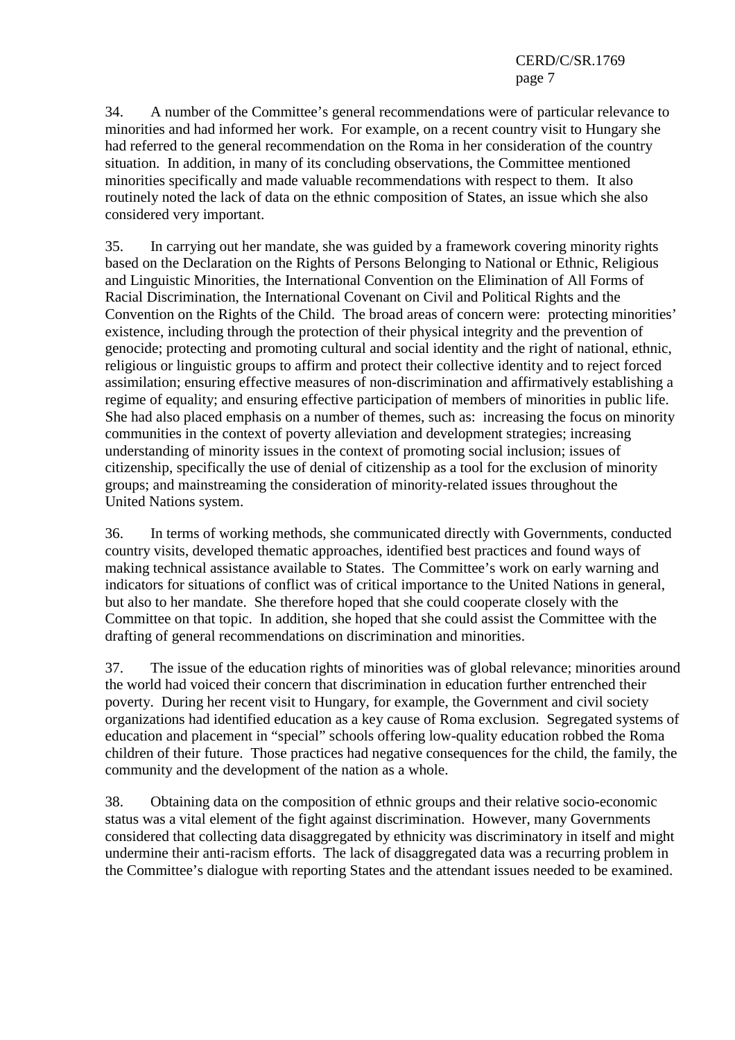34. A number of the Committee's general recommendations were of particular relevance to minorities and had informed her work. For example, on a recent country visit to Hungary she had referred to the general recommendation on the Roma in her consideration of the country situation. In addition, in many of its concluding observations, the Committee mentioned minorities specifically and made valuable recommendations with respect to them. It also routinely noted the lack of data on the ethnic composition of States, an issue which she also considered very important.

35. In carrying out her mandate, she was guided by a framework covering minority rights based on the Declaration on the Rights of Persons Belonging to National or Ethnic, Religious and Linguistic Minorities, the International Convention on the Elimination of All Forms of Racial Discrimination, the International Covenant on Civil and Political Rights and the Convention on the Rights of the Child. The broad areas of concern were: protecting minorities' existence, including through the protection of their physical integrity and the prevention of genocide; protecting and promoting cultural and social identity and the right of national, ethnic, religious or linguistic groups to affirm and protect their collective identity and to reject forced assimilation; ensuring effective measures of non-discrimination and affirmatively establishing a regime of equality; and ensuring effective participation of members of minorities in public life. She had also placed emphasis on a number of themes, such as: increasing the focus on minority communities in the context of poverty alleviation and development strategies; increasing understanding of minority issues in the context of promoting social inclusion; issues of citizenship, specifically the use of denial of citizenship as a tool for the exclusion of minority groups; and mainstreaming the consideration of minority-related issues throughout the United Nations system.

36. In terms of working methods, she communicated directly with Governments, conducted country visits, developed thematic approaches, identified best practices and found ways of making technical assistance available to States. The Committee's work on early warning and indicators for situations of conflict was of critical importance to the United Nations in general, but also to her mandate. She therefore hoped that she could cooperate closely with the Committee on that topic. In addition, she hoped that she could assist the Committee with the drafting of general recommendations on discrimination and minorities.

37. The issue of the education rights of minorities was of global relevance; minorities around the world had voiced their concern that discrimination in education further entrenched their poverty. During her recent visit to Hungary, for example, the Government and civil society organizations had identified education as a key cause of Roma exclusion. Segregated systems of education and placement in "special" schools offering low-quality education robbed the Roma children of their future. Those practices had negative consequences for the child, the family, the community and the development of the nation as a whole.

38. Obtaining data on the composition of ethnic groups and their relative socio-economic status was a vital element of the fight against discrimination. However, many Governments considered that collecting data disaggregated by ethnicity was discriminatory in itself and might undermine their anti-racism efforts. The lack of disaggregated data was a recurring problem in the Committee's dialogue with reporting States and the attendant issues needed to be examined.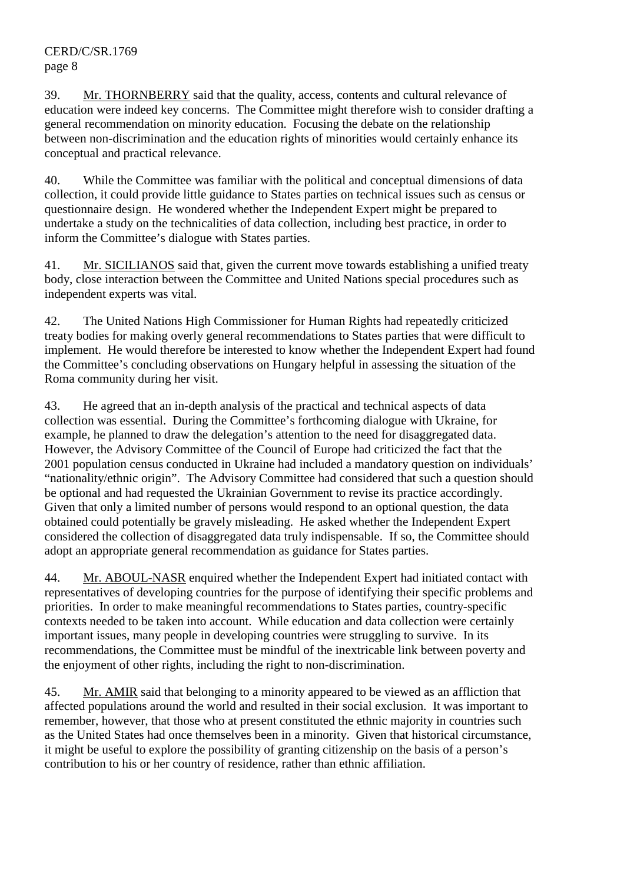39. Mr. THORNBERRY said that the quality, access, contents and cultural relevance of education were indeed key concerns. The Committee might therefore wish to consider drafting a general recommendation on minority education. Focusing the debate on the relationship between non-discrimination and the education rights of minorities would certainly enhance its conceptual and practical relevance.

40. While the Committee was familiar with the political and conceptual dimensions of data collection, it could provide little guidance to States parties on technical issues such as census or questionnaire design. He wondered whether the Independent Expert might be prepared to undertake a study on the technicalities of data collection, including best practice, in order to inform the Committee's dialogue with States parties.

41. Mr. SICILIANOS said that, given the current move towards establishing a unified treaty body, close interaction between the Committee and United Nations special procedures such as independent experts was vital.

42. The United Nations High Commissioner for Human Rights had repeatedly criticized treaty bodies for making overly general recommendations to States parties that were difficult to implement. He would therefore be interested to know whether the Independent Expert had found the Committee's concluding observations on Hungary helpful in assessing the situation of the Roma community during her visit.

43. He agreed that an in-depth analysis of the practical and technical aspects of data collection was essential. During the Committee's forthcoming dialogue with Ukraine, for example, he planned to draw the delegation's attention to the need for disaggregated data. However, the Advisory Committee of the Council of Europe had criticized the fact that the 2001 population census conducted in Ukraine had included a mandatory question on individuals' "nationality/ethnic origin". The Advisory Committee had considered that such a question should be optional and had requested the Ukrainian Government to revise its practice accordingly. Given that only a limited number of persons would respond to an optional question, the data obtained could potentially be gravely misleading. He asked whether the Independent Expert considered the collection of disaggregated data truly indispensable. If so, the Committee should adopt an appropriate general recommendation as guidance for States parties.

44. Mr. ABOUL-NASR enquired whether the Independent Expert had initiated contact with representatives of developing countries for the purpose of identifying their specific problems and priorities. In order to make meaningful recommendations to States parties, country-specific contexts needed to be taken into account. While education and data collection were certainly important issues, many people in developing countries were struggling to survive. In its recommendations, the Committee must be mindful of the inextricable link between poverty and the enjoyment of other rights, including the right to non-discrimination.

45. Mr. AMIR said that belonging to a minority appeared to be viewed as an affliction that affected populations around the world and resulted in their social exclusion. It was important to remember, however, that those who at present constituted the ethnic majority in countries such as the United States had once themselves been in a minority. Given that historical circumstance, it might be useful to explore the possibility of granting citizenship on the basis of a person's contribution to his or her country of residence, rather than ethnic affiliation.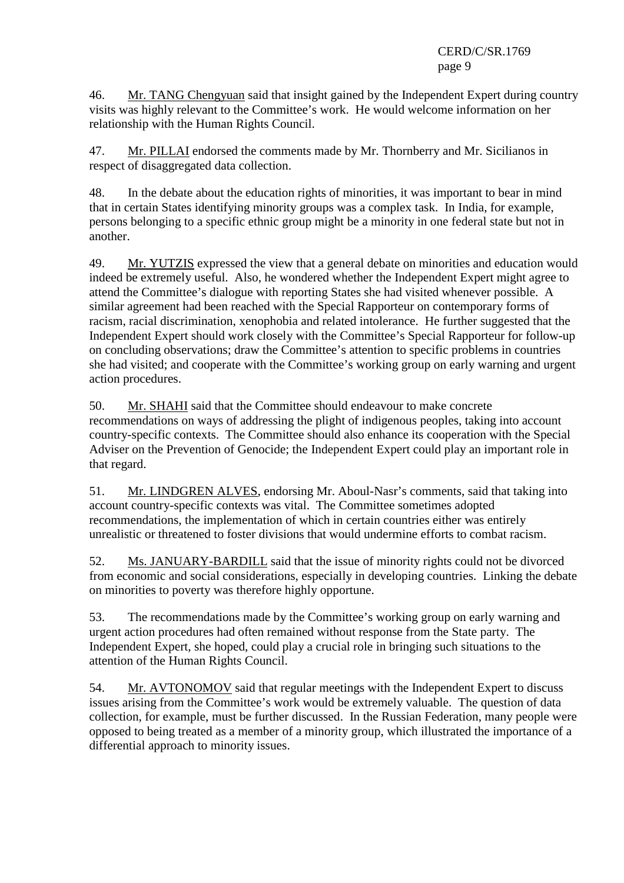46. Mr. TANG Chengyuan said that insight gained by the Independent Expert during country visits was highly relevant to the Committee's work. He would welcome information on her relationship with the Human Rights Council.

47. Mr. PILLAI endorsed the comments made by Mr. Thornberry and Mr. Sicilianos in respect of disaggregated data collection.

48. In the debate about the education rights of minorities, it was important to bear in mind that in certain States identifying minority groups was a complex task. In India, for example, persons belonging to a specific ethnic group might be a minority in one federal state but not in another.

49. Mr. YUTZIS expressed the view that a general debate on minorities and education would indeed be extremely useful. Also, he wondered whether the Independent Expert might agree to attend the Committee's dialogue with reporting States she had visited whenever possible. A similar agreement had been reached with the Special Rapporteur on contemporary forms of racism, racial discrimination, xenophobia and related intolerance. He further suggested that the Independent Expert should work closely with the Committee's Special Rapporteur for follow-up on concluding observations; draw the Committee's attention to specific problems in countries she had visited; and cooperate with the Committee's working group on early warning and urgent action procedures.

50. Mr. SHAHI said that the Committee should endeavour to make concrete recommendations on ways of addressing the plight of indigenous peoples, taking into account country-specific contexts. The Committee should also enhance its cooperation with the Special Adviser on the Prevention of Genocide; the Independent Expert could play an important role in that regard.

51. Mr. LINDGREN ALVES, endorsing Mr. Aboul-Nasr's comments, said that taking into account country-specific contexts was vital. The Committee sometimes adopted recommendations, the implementation of which in certain countries either was entirely unrealistic or threatened to foster divisions that would undermine efforts to combat racism.

52. Ms. JANUARY-BARDILL said that the issue of minority rights could not be divorced from economic and social considerations, especially in developing countries. Linking the debate on minorities to poverty was therefore highly opportune.

53. The recommendations made by the Committee's working group on early warning and urgent action procedures had often remained without response from the State party. The Independent Expert, she hoped, could play a crucial role in bringing such situations to the attention of the Human Rights Council.

54. Mr. AVTONOMOV said that regular meetings with the Independent Expert to discuss issues arising from the Committee's work would be extremely valuable. The question of data collection, for example, must be further discussed. In the Russian Federation, many people were opposed to being treated as a member of a minority group, which illustrated the importance of a differential approach to minority issues.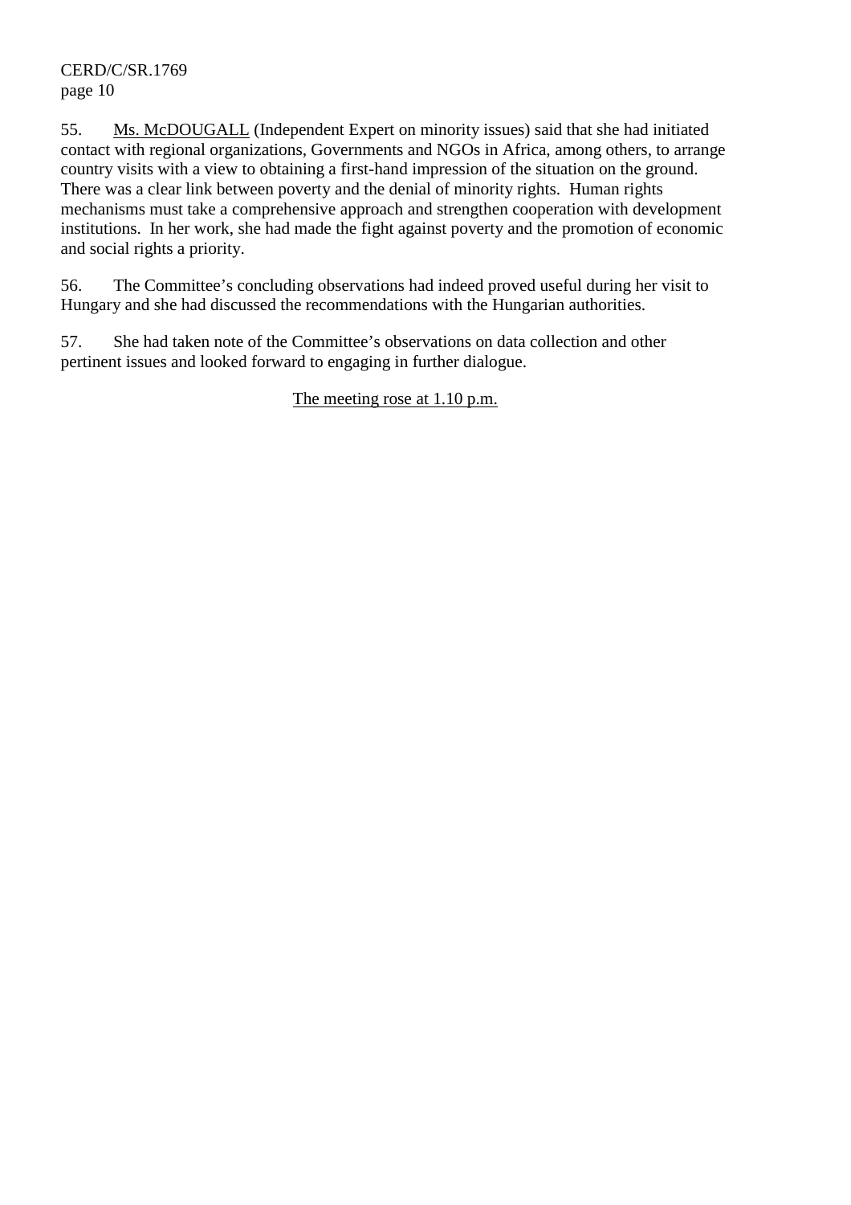55. Ms. McDOUGALL (Independent Expert on minority issues) said that she had initiated contact with regional organizations, Governments and NGOs in Africa, among others, to arrange country visits with a view to obtaining a first-hand impression of the situation on the ground. There was a clear link between poverty and the denial of minority rights. Human rights mechanisms must take a comprehensive approach and strengthen cooperation with development institutions. In her work, she had made the fight against poverty and the promotion of economic and social rights a priority.

56. The Committee's concluding observations had indeed proved useful during her visit to Hungary and she had discussed the recommendations with the Hungarian authorities.

57. She had taken note of the Committee's observations on data collection and other pertinent issues and looked forward to engaging in further dialogue.

The meeting rose at 1.10 p.m.